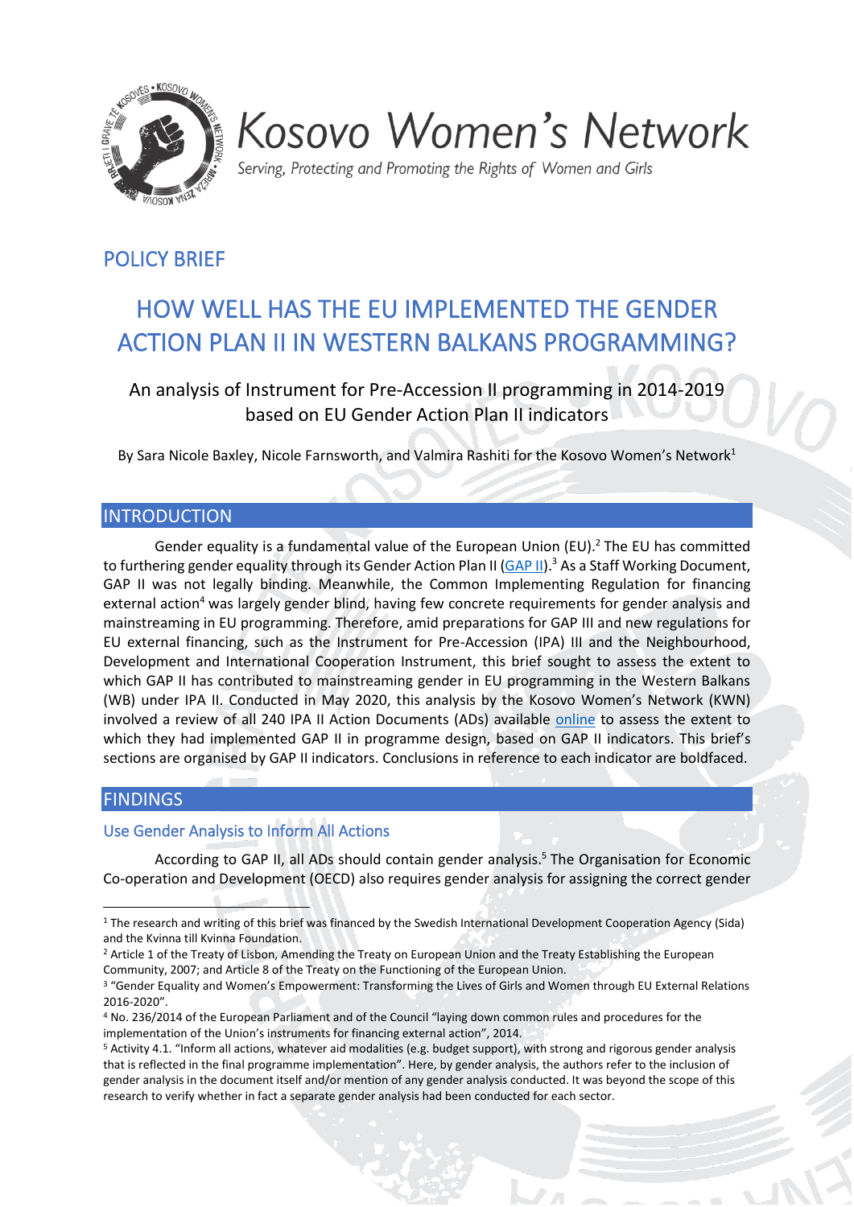Kosovo Women's Network

*Serving, Protecting and Promoting the Rights of Women and Girls*

## POLICY BRIEF

# HOW WELL HAS THE EU IMPLEMENTED THE GENDER ACTION PLAN II IN WESTERN BALKANS PROGRAMMING?

An analysis of Instrument for Pre-Accession II programming in 2014-2019 based on EU Gender Action Plan II indicators

By Sara Nicole Baxley, Nicole Farnsworth, and Valmira Rashiti for the Kosovo Women's Network[1]

## INTRODUCTION

Gender equality is a fundamental value of the European Union (EU).[2] The EU has committed to furthering gender equality through its Gender Action Plan II (GAP II).[3] As a Staff Working Document, GAP II was not legally binding. Meanwhile, the Common Implementing Regulation for financing external action[4] was largely gender blind, having few concrete requirements for gender analysis and mainstreaming in EU programming. Therefore, amid preparations for GAP III and new regulations for EU external financing, such as the Instrument for Pre-Accession (IPA) III and the Neighbourhood, Development and International Cooperation Instrument, this brief sought to assess the extent to which GAP II has contributed to mainstreaming gender in EU programming in the Western Balkans (WB) under IPA II. Conducted in May 2020, this analysis by the Kosovo Women's Network (KWN) involved a review of all 240 IPA II Action Documents (ADs) available online to assess the extent to which they had implemented GAP II in programme design, based on GAP II indicators. This brief's sections are organised by GAP II indicators. Conclusions in reference to each indicator are boldfaced.

## FINDINGS

### Use Gender Analysis to Inform All Actions

According to GAP II, all ADs should contain gender analysis.[5] The Organisation for Economic Co-operation and Development (OECD) also requires gender analysis for assigning the correct gender

---

[1] The research and writing of this brief was financed by the Swedish International Development Cooperation Agency (Sida) and the Kvinna till Kvinna Foundation.

[2] Article 1 of the Treaty of Lisbon, Amending the Treaty on European Union and the Treaty Establishing the European Community, 2007; and Article 8 of the Treaty on the Functioning of the European Union.

[3] "Gender Equality and Women's Empowerment: Transforming the Lives of Girls and Women through EU External Relations 2016-2020".

[4] No. 236/2014 of the European Parliament and of the Council "laying down common rules and procedures for the implementation of the Union's instruments for financing external action", 2014.

[5] Activity 4.1. "Inform all actions, whatever aid modalities (e.g. budget support), with strong and rigorous gender analysis that is reflected in the final programme implementation". Here, by gender analysis, the authors refer to the inclusion of gender analysis in the document itself and/or mention of any gender analysis conducted. It was beyond the scope of this research to verify whether in fact a separate gender analysis had been conducted for each sector.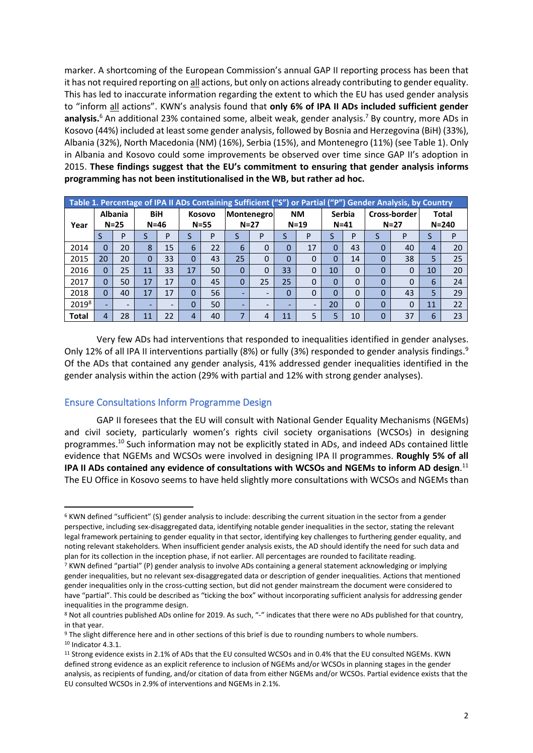marker. A shortcoming of the European Commission's annual GAP II reporting process has been that it has not required reporting on all actions, but only on actions already contributing to gender equality. This has led to inaccurate information regarding the extent to which the EU has used gender analysis to "inform all actions". KWN's analysis found that **only 6% of IPA II ADs included sufficient gender analysis.**[6] An additional 23% contained some, albeit weak, gender analysis.[7] By country, more ADs in Kosovo (44%) included at least some gender analysis, followed by Bosnia and Herzegovina (BiH) (33%), Albania (32%), North Macedonia (NM) (16%), Serbia (15%), and Montenegro (11%) (see Table 1). Only in Albania and Kosovo could some improvements be observed over time since GAP II's adoption in 2015. **These findings suggest that the EU's commitment to ensuring that gender analysis informs programming has not been institutionalised in the WB, but rather ad hoc.**

| Table 1. Percentage of IPA II ADs Containing Sufficient ("S") or Partial ("P") Gender Analysis, by Country | | | | | | | | | | | | | | | | |
|---|---|---|---|---|---|---|---|---|---|---|---|---|---|---|---|---|
| Year | Albania N=25 | | BiH N=46 | | Kosovo N=55 | | Montenegro N=27 | | NM N=19 | | Serbia N=41 | | Cross-border N=27 | | Total N=240 | |
| | S | P | S | P | S | P | S | P | S | P | S | P | S | P | S | P |
| 2014 | 0 | 20 | 8 | 15 | 6 | 22 | 6 | 0 | 0 | 17 | 0 | 43 | 0 | 40 | 4 | 20 |
| 2015 | 20 | 20 | 0 | 33 | 0 | 43 | 25 | 0 | 0 | 0 | 0 | 14 | 0 | 38 | 5 | 25 |
| 2016 | 0 | 25 | 11 | 33 | 17 | 50 | 0 | 0 | 33 | 0 | 10 | 0 | 0 | 0 | 10 | 20 |
| 2017 | 0 | 50 | 17 | 17 | 0 | 45 | 0 | 25 | 25 | 0 | 0 | 0 | 0 | 0 | 6 | 24 |
| 2018 | 0 | 40 | 17 | 17 | 0 | 56 | - | - | 0 | 0 | 0 | 0 | 0 | 43 | 5 | 29 |
| 2019[8] | - | - | - | - | 0 | 50 | - | - | - | - | 20 | 0 | 0 | 0 | 11 | 22 |
| Total | 4 | 28 | 11 | 22 | 4 | 40 | 7 | 4 | 11 | 5 | 5 | 10 | 0 | 37 | 6 | 23 |

Very few ADs had interventions that responded to inequalities identified in gender analyses. Only 12% of all IPA II interventions partially (8%) or fully (3%) responded to gender analysis findings.[9] Of the ADs that contained any gender analysis, 41% addressed gender inequalities identified in the gender analysis within the action (29% with partial and 12% with strong gender analyses).

## Ensure Consultations Inform Programme Design

GAP II foresees that the EU will consult with National Gender Equality Mechanisms (NGEMs) and civil society, particularly women's rights civil society organisations (WCSOs) in designing programmes.[10] Such information may not be explicitly stated in ADs, and indeed ADs contained little evidence that NGEMs and WCSOs were involved in designing IPA II programmes. **Roughly 5% of all IPA II ADs contained any evidence of consultations with WCSOs and NGEMs to inform AD design**.[11] The EU Office in Kosovo seems to have held slightly more consultations with WCSOs and NGEMs than

---

[6] KWN defined "sufficient" (S) gender analysis to include: describing the current situation in the sector from a gender perspective, including sex-disaggregated data, identifying notable gender inequalities in the sector, stating the relevant legal framework pertaining to gender equality in that sector, identifying key challenges to furthering gender equality, and noting relevant stakeholders. When insufficient gender analysis exists, the AD should identify the need for such data and plan for its collection in the inception phase, if not earlier. All percentages are rounded to facilitate reading.

[7] KWN defined "partial" (P) gender analysis to involve ADs containing a general statement acknowledging or implying gender inequalities, but no relevant sex-disaggregated data or description of gender inequalities. Actions that mentioned gender inequalities only in the cross-cutting section, but did not gender mainstream the document were considered to have "partial". This could be described as "ticking the box" without incorporating sufficient analysis for addressing gender inequalities in the programme design.

[8] Not all countries published ADs online for 2019. As such, "-" indicates that there were no ADs published for that country, in that year.

[9] The slight difference here and in other sections of this brief is due to rounding numbers to whole numbers.

[10] Indicator 4.3.1.

[11] Strong evidence exists in 2.1% of ADs that the EU consulted WCSOs and in 0.4% that the EU consulted NGEMs. KWN defined strong evidence as an explicit reference to inclusion of NGEMs and/or WCSOs in planning stages in the gender analysis, as recipients of funding, and/or citation of data from either NGEMs and/or WCSOs. Partial evidence exists that the EU consulted WCSOs in 2.9% of interventions and NGEMs in 2.1%.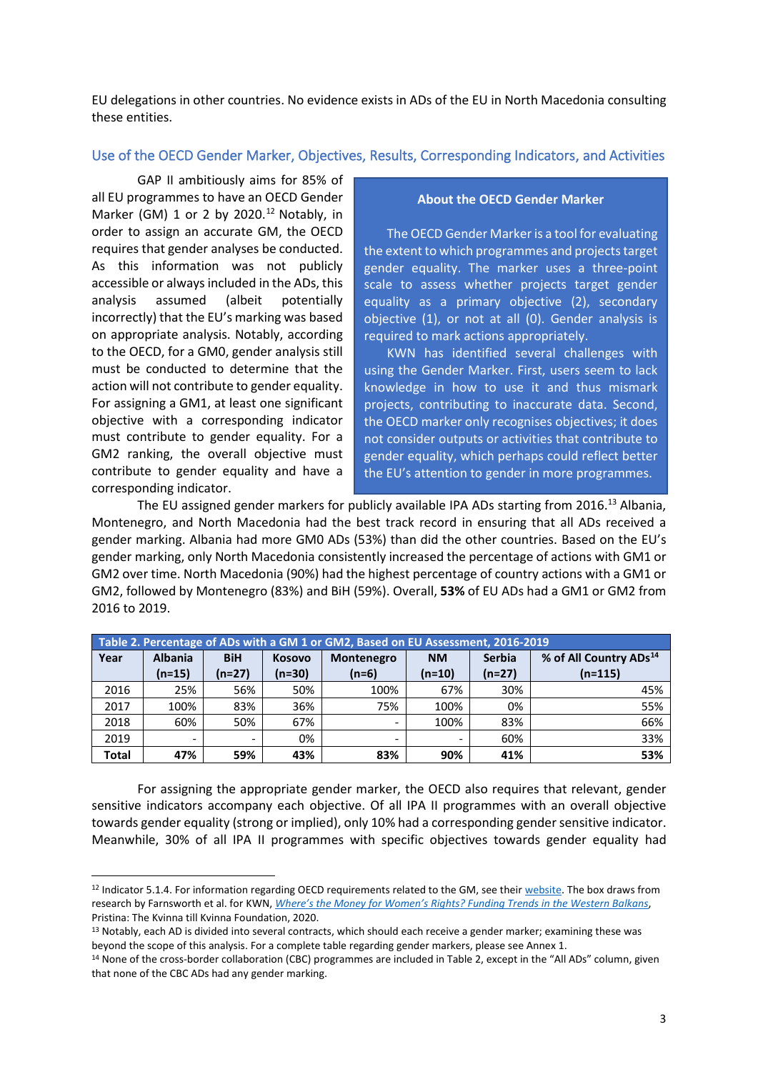EU delegations in other countries. No evidence exists in ADs of the EU in North Macedonia consulting these entities.

## Use of the OECD Gender Marker, Objectives, Results, Corresponding Indicators, and Activities

GAP II ambitiously aims for 85% of all EU programmes to have an OECD Gender Marker (GM) 1 or 2 by 2020.[12] Notably, in order to assign an accurate GM, the OECD requires that gender analyses be conducted. As this information was not publicly accessible or always included in the ADs, this analysis assumed (albeit potentially incorrectly) that the EU's marking was based on appropriate analysis. Notably, according to the OECD, for a GM0, gender analysis still must be conducted to determine that the action will not contribute to gender equality. For assigning a GM1, at least one significant objective with a corresponding indicator must contribute to gender equality. For a GM2 ranking, the overall objective must contribute to gender equality and have a corresponding indicator.

> **About the OECD Gender Marker**
>
> The OECD Gender Marker is a tool for evaluating the extent to which programmes and projects target gender equality. The marker uses a three-point scale to assess whether projects target gender equality as a primary objective (2), secondary objective (1), or not at all (0). Gender analysis is required to mark actions appropriately.
>
> KWN has identified several challenges with using the Gender Marker. First, users seem to lack knowledge in how to use it and thus mismark projects, contributing to inaccurate data. Second, the OECD marker only recognises objectives; it does not consider outputs or activities that contribute to gender equality, which perhaps could reflect better the EU's attention to gender in more programmes.

The EU assigned gender markers for publicly available IPA ADs starting from 2016.[13] Albania, Montenegro, and North Macedonia had the best track record in ensuring that all ADs received a gender marking. Albania had more GM0 ADs (53%) than did the other countries. Based on the EU's gender marking, only North Macedonia consistently increased the percentage of actions with GM1 or GM2 over time. North Macedonia (90%) had the highest percentage of country actions with a GM1 or GM2, followed by Montenegro (83%) and BiH (59%). Overall, **53%** of EU ADs had a GM1 or GM2 from 2016 to 2019.

**Table 2. Percentage of ADs with a GM 1 or GM2, Based on EU Assessment, 2016-2019**

| Year | Albania (n=15) | BiH (n=27) | Kosovo (n=30) | Montenegro (n=6) | NM (n=10) | Serbia (n=27) | % of All Country ADs[14] (n=115) |
|---|---|---|---|---|---|---|---|
| 2016 | 25% | 56% | 50% | 100% | 67% | 30% | 45% |
| 2017 | 100% | 83% | 36% | 75% | 100% | 0% | 55% |
| 2018 | 60% | 50% | 67% | - | 100% | 83% | 66% |
| 2019 | - | - | 0% | - | - | 60% | 33% |
| **Total** | **47%** | **59%** | **43%** | **83%** | **90%** | **41%** | **53%** |

For assigning the appropriate gender marker, the OECD also requires that relevant, gender sensitive indicators accompany each objective. Of all IPA II programmes with an overall objective towards gender equality (strong or implied), only 10% had a corresponding gender sensitive indicator. Meanwhile, 30% of all IPA II programmes with specific objectives towards gender equality had

---

[12] Indicator 5.1.4. For information regarding OECD requirements related to the GM, see their website. The box draws from research by Farnsworth et al. for KWN, *Where's the Money for Women's Rights? Funding Trends in the Western Balkans*, Pristina: The Kvinna till Kvinna Foundation, 2020.

[13] Notably, each AD is divided into several contracts, which should each receive a gender marker; examining these was beyond the scope of this analysis. For a complete table regarding gender markers, please see Annex 1.

[14] None of the cross-border collaboration (CBC) programmes are included in Table 2, except in the "All ADs" column, given that none of the CBC ADs had any gender marking.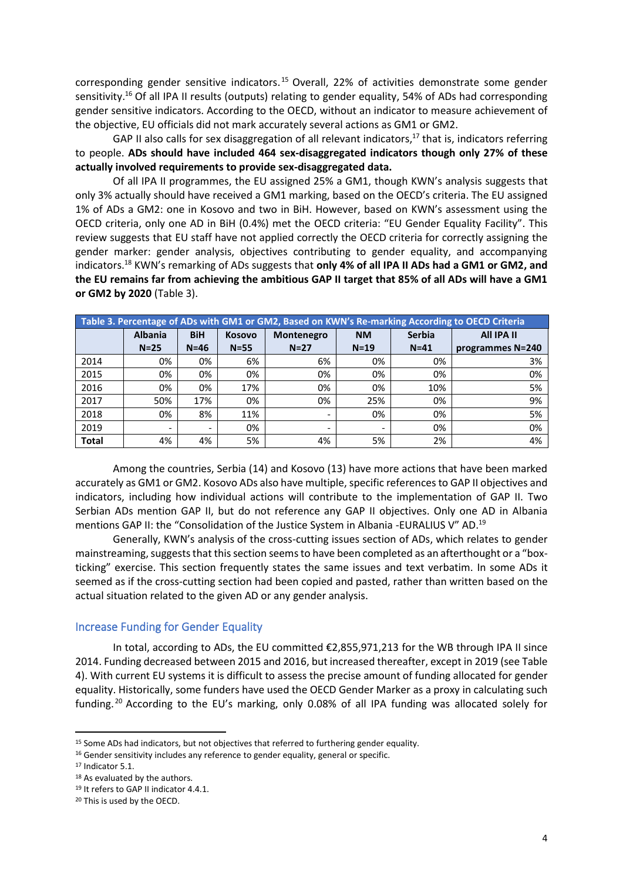corresponding gender sensitive indicators.[15] Overall, 22% of activities demonstrate some gender sensitivity.[16] Of all IPA II results (outputs) relating to gender equality, 54% of ADs had corresponding gender sensitive indicators. According to the OECD, without an indicator to measure achievement of the objective, EU officials did not mark accurately several actions as GM1 or GM2.

GAP II also calls for sex disaggregation of all relevant indicators,[17] that is, indicators referring to people. **ADs should have included 464 sex-disaggregated indicators though only 27% of these actually involved requirements to provide sex-disaggregated data.**

Of all IPA II programmes, the EU assigned 25% a GM1, though KWN's analysis suggests that only 3% actually should have received a GM1 marking, based on the OECD's criteria. The EU assigned 1% of ADs a GM2: one in Kosovo and two in BiH. However, based on KWN's assessment using the OECD criteria, only one AD in BiH (0.4%) met the OECD criteria: "EU Gender Equality Facility". This review suggests that EU staff have not applied correctly the OECD criteria for correctly assigning the gender marker: gender analysis, objectives contributing to gender equality, and accompanying indicators.[18] KWN's remarking of ADs suggests that **only 4% of all IPA II ADs had a GM1 or GM2, and the EU remains far from achieving the ambitious GAP II target that 85% of all ADs will have a GM1 or GM2 by 2020** (Table 3).

| Table 3. Percentage of ADs with GM1 or GM2, Based on KWN's Re-marking According to OECD Criteria | | | | | | | |
|---|---|---|---|---|---|---|---|
| | Albania N=25 | BiH N=46 | Kosovo N=55 | Montenegro N=27 | NM N=19 | Serbia N=41 | All IPA II programmes N=240 |
| 2014 | 0% | 0% | 6% | 6% | 0% | 0% | 3% |
| 2015 | 0% | 0% | 0% | 0% | 0% | 0% | 0% |
| 2016 | 0% | 0% | 17% | 0% | 0% | 10% | 5% |
| 2017 | 50% | 17% | 0% | 0% | 25% | 0% | 9% |
| 2018 | 0% | 8% | 11% | - | 0% | 0% | 5% |
| 2019 | - | - | 0% | - | - | 0% | 0% |
| **Total** | 4% | 4% | 5% | 4% | 5% | 2% | 4% |

Among the countries, Serbia (14) and Kosovo (13) have more actions that have been marked accurately as GM1 or GM2. Kosovo ADs also have multiple, specific references to GAP II objectives and indicators, including how individual actions will contribute to the implementation of GAP II. Two Serbian ADs mention GAP II, but do not reference any GAP II objectives. Only one AD in Albania mentions GAP II: the "Consolidation of the Justice System in Albania -EURALIUS V" AD.[19]

Generally, KWN's analysis of the cross-cutting issues section of ADs, which relates to gender mainstreaming, suggests that this section seems to have been completed as an afterthought or a "box-ticking" exercise. This section frequently states the same issues and text verbatim. In some ADs it seemed as if the cross-cutting section had been copied and pasted, rather than written based on the actual situation related to the given AD or any gender analysis.

## Increase Funding for Gender Equality

In total, according to ADs, the EU committed €2,855,971,213 for the WB through IPA II since 2014. Funding decreased between 2015 and 2016, but increased thereafter, except in 2019 (see Table 4). With current EU systems it is difficult to assess the precise amount of funding allocated for gender equality. Historically, some funders have used the OECD Gender Marker as a proxy in calculating such funding.[20] According to the EU's marking, only 0.08% of all IPA funding was allocated solely for

[15] Some ADs had indicators, but not objectives that referred to furthering gender equality.

[16] Gender sensitivity includes any reference to gender equality, general or specific.

[17] Indicator 5.1.

[18] As evaluated by the authors.

[19] It refers to GAP II indicator 4.4.1.

[20] This is used by the OECD.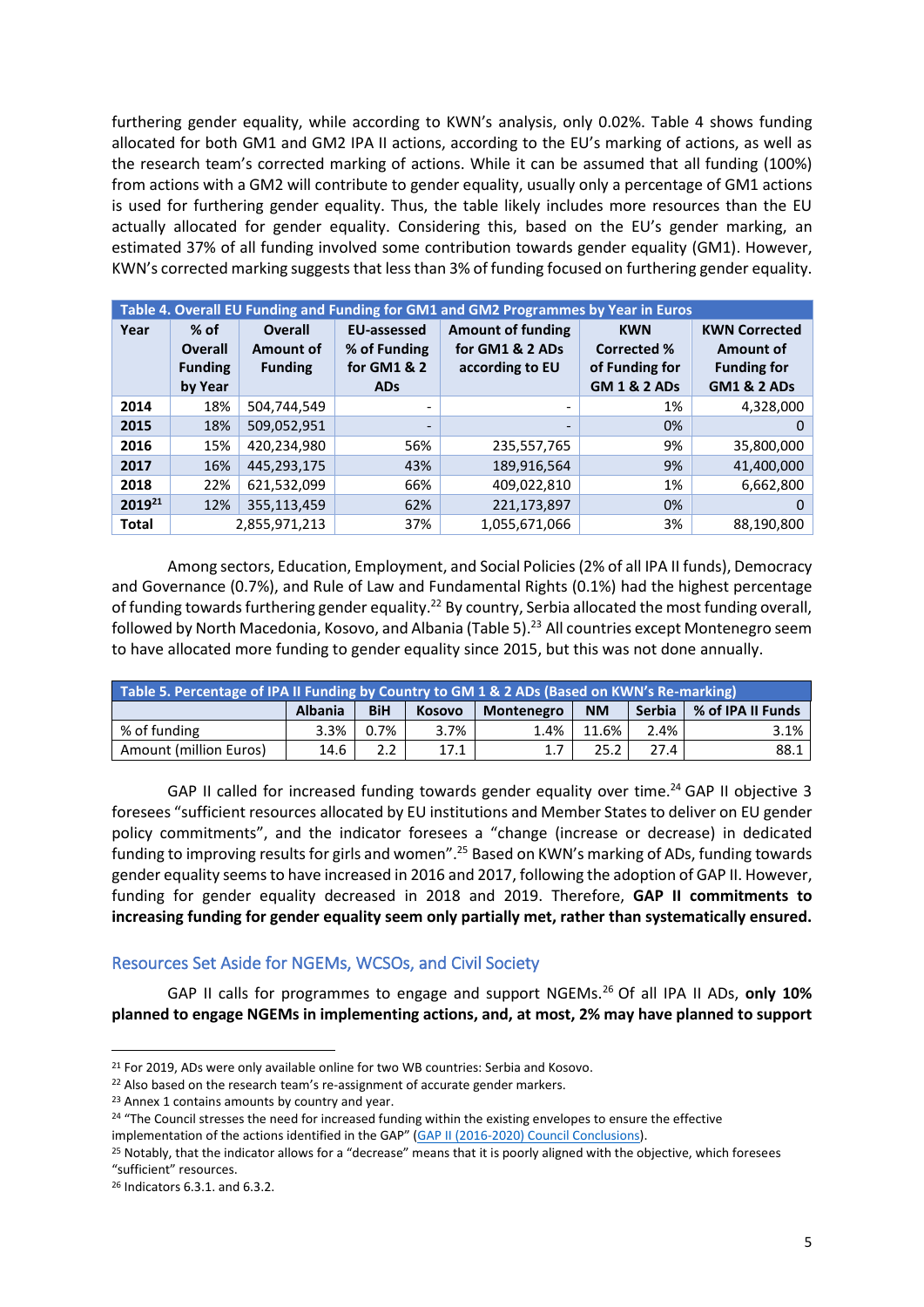furthering gender equality, while according to KWN's analysis, only 0.02%. Table 4 shows funding allocated for both GM1 and GM2 IPA II actions, according to the EU's marking of actions, as well as the research team's corrected marking of actions. While it can be assumed that all funding (100%) from actions with a GM2 will contribute to gender equality, usually only a percentage of GM1 actions is used for furthering gender equality. Thus, the table likely includes more resources than the EU actually allocated for gender equality. Considering this, based on the EU's gender marking, an estimated 37% of all funding involved some contribution towards gender equality (GM1). However, KWN's corrected marking suggests that less than 3% of funding focused on furthering gender equality.

**Table 4. Overall EU Funding and Funding for GM1 and GM2 Programmes by Year in Euros**

| Year | % of Overall Funding by Year | Overall Amount of Funding | EU-assessed % of Funding for GM1 & 2 ADs | Amount of funding for GM1 & 2 ADs according to EU | KWN Corrected % of Funding for GM 1 & 2 ADs | KWN Corrected Amount of Funding for GM1 & 2 ADs |
|---|---|---|---|---|---|---|
| 2014 | 18% | 504,744,549 | - | - | 1% | 4,328,000 |
| 2015 | 18% | 509,052,951 | - | - | 0% | 0 |
| 2016 | 15% | 420,234,980 | 56% | 235,557,765 | 9% | 35,800,000 |
| 2017 | 16% | 445,293,175 | 43% | 189,916,564 | 9% | 41,400,000 |
| 2018 | 22% | 621,532,099 | 66% | 409,022,810 | 1% | 6,662,800 |
| 2019[21] | 12% | 355,113,459 | 62% | 221,173,897 | 0% | 0 |
| Total | | 2,855,971,213 | 37% | 1,055,671,066 | 3% | 88,190,800 |

Among sectors, Education, Employment, and Social Policies (2% of all IPA II funds), Democracy and Governance (0.7%), and Rule of Law and Fundamental Rights (0.1%) had the highest percentage of funding towards furthering gender equality.[22] By country, Serbia allocated the most funding overall, followed by North Macedonia, Kosovo, and Albania (Table 5).[23] All countries except Montenegro seem to have allocated more funding to gender equality since 2015, but this was not done annually.

**Table 5. Percentage of IPA II Funding by Country to GM 1 & 2 ADs (Based on KWN's Re-marking)**

| | Albania | BiH | Kosovo | Montenegro | NM | Serbia | % of IPA II Funds |
|---|---|---|---|---|---|---|---|
| % of funding | 3.3% | 0.7% | 3.7% | 1.4% | 11.6% | 2.4% | 3.1% |
| Amount (million Euros) | 14.6 | 2.2 | 17.1 | 1.7 | 25.2 | 27.4 | 88.1 |

GAP II called for increased funding towards gender equality over time.[24] GAP II objective 3 foresees "sufficient resources allocated by EU institutions and Member States to deliver on EU gender policy commitments", and the indicator foresees a "change (increase or decrease) in dedicated funding to improving results for girls and women".[25] Based on KWN's marking of ADs, funding towards gender equality seems to have increased in 2016 and 2017, following the adoption of GAP II. However, funding for gender equality decreased in 2018 and 2019. Therefore, **GAP II commitments to increasing funding for gender equality seem only partially met, rather than systematically ensured.**

## Resources Set Aside for NGEMs, WCSOs, and Civil Society

GAP II calls for programmes to engage and support NGEMs.[26] Of all IPA II ADs, **only 10% planned to engage NGEMs in implementing actions, and, at most, 2% may have planned to support**

---

[21] For 2019, ADs were only available online for two WB countries: Serbia and Kosovo.

[22] Also based on the research team's re-assignment of accurate gender markers.

[23] Annex 1 contains amounts by country and year.

[24] "The Council stresses the need for increased funding within the existing envelopes to ensure the effective implementation of the actions identified in the GAP" (GAP II (2016-2020) Council Conclusions).

[25] Notably, that the indicator allows for a "decrease" means that it is poorly aligned with the objective, which foresees "sufficient" resources.

[26] Indicators 6.3.1. and 6.3.2.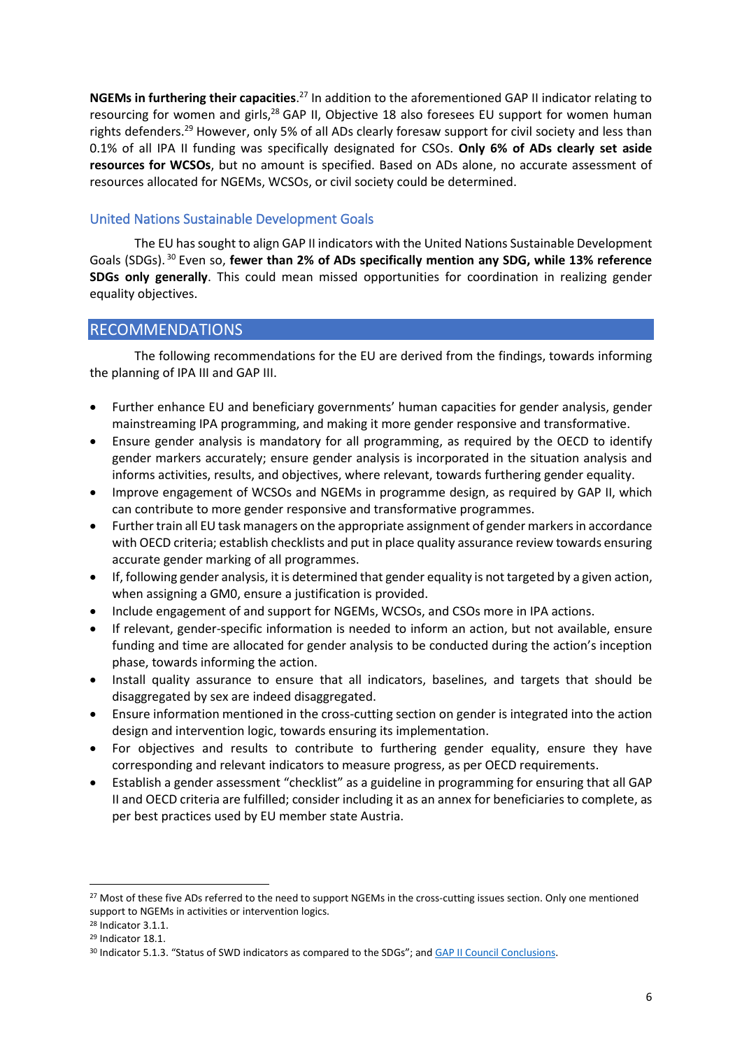**NGEMs in furthering their capacities**.[27] In addition to the aforementioned GAP II indicator relating to resourcing for women and girls,[28] GAP II, Objective 18 also foresees EU support for women human rights defenders.[29] However, only 5% of all ADs clearly foresaw support for civil society and less than 0.1% of all IPA II funding was specifically designated for CSOs. **Only 6% of ADs clearly set aside resources for WCSOs**, but no amount is specified. Based on ADs alone, no accurate assessment of resources allocated for NGEMs, WCSOs, or civil society could be determined.

### United Nations Sustainable Development Goals

The EU has sought to align GAP II indicators with the United Nations Sustainable Development Goals (SDGs).[30] Even so, **fewer than 2% of ADs specifically mention any SDG, while 13% reference SDGs only generally**. This could mean missed opportunities for coordination in realizing gender equality objectives.

## RECOMMENDATIONS

The following recommendations for the EU are derived from the findings, towards informing the planning of IPA III and GAP III.

- Further enhance EU and beneficiary governments' human capacities for gender analysis, gender mainstreaming IPA programming, and making it more gender responsive and transformative.
- Ensure gender analysis is mandatory for all programming, as required by the OECD to identify gender markers accurately; ensure gender analysis is incorporated in the situation analysis and informs activities, results, and objectives, where relevant, towards furthering gender equality.
- Improve engagement of WCSOs and NGEMs in programme design, as required by GAP II, which can contribute to more gender responsive and transformative programmes.
- Further train all EU task managers on the appropriate assignment of gender markers in accordance with OECD criteria; establish checklists and put in place quality assurance review towards ensuring accurate gender marking of all programmes.
- If, following gender analysis, it is determined that gender equality is not targeted by a given action, when assigning a GM0, ensure a justification is provided.
- Include engagement of and support for NGEMs, WCSOs, and CSOs more in IPA actions.
- If relevant, gender-specific information is needed to inform an action, but not available, ensure funding and time are allocated for gender analysis to be conducted during the action's inception phase, towards informing the action.
- Install quality assurance to ensure that all indicators, baselines, and targets that should be disaggregated by sex are indeed disaggregated.
- Ensure information mentioned in the cross-cutting section on gender is integrated into the action design and intervention logic, towards ensuring its implementation.
- For objectives and results to contribute to furthering gender equality, ensure they have corresponding and relevant indicators to measure progress, as per OECD requirements.
- Establish a gender assessment "checklist" as a guideline in programming for ensuring that all GAP II and OECD criteria are fulfilled; consider including it as an annex for beneficiaries to complete, as per best practices used by EU member state Austria.

---

[27] Most of these five ADs referred to the need to support NGEMs in the cross-cutting issues section. Only one mentioned support to NGEMs in activities or intervention logics.

[28] Indicator 3.1.1.

[29] Indicator 18.1.

[30] Indicator 5.1.3. "Status of SWD indicators as compared to the SDGs"; and GAP II Council Conclusions.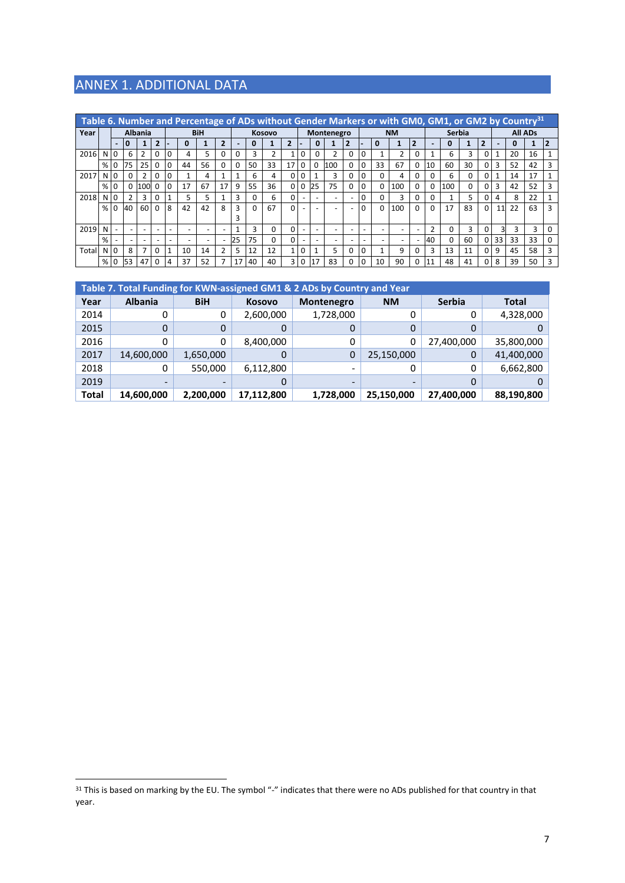# ANNEX 1. ADDITIONAL DATA

**Table 6. Number and Percentage of ADs without Gender Markers or with GM0, GM1, or GM2 by Country[31]**

| Year | | Albania | | | | BiH | | | | Kosovo | | | | Montenegro | | | | NM | | | | Serbia | | | | All ADs | | | |
|---|---|---|---|---|---|---|---|---|---|---|---|---|---|---|---|---|---|---|---|---|---|---|---|---|---|---|---|---|---|
| | | - | 0 | 1 | 2 | - | 0 | 1 | 2 | - | 0 | 1 | 2 | - | 0 | 1 | 2 | - | 0 | 1 | 2 | - | 0 | 1 | 2 | - | 0 | 1 | 2 |
| 2016 | N | 0 | 6 | 2 | 0 | 0 | 4 | 5 | 0 | 0 | 3 | 2 | 1 | 0 | 0 | 2 | 0 | 0 | 1 | 2 | 0 | 1 | 6 | 3 | 0 | 1 | 20 | 16 | 1 |
| | % | 0 | 75 | 25 | 0 | 0 | 44 | 56 | 0 | 0 | 50 | 33 | 17 | 0 | 0 | 100 | 0 | 0 | 33 | 67 | 0 | 10 | 60 | 30 | 0 | 3 | 52 | 42 | 3 |
| 2017 | N | 0 | 0 | 2 | 0 | 0 | 1 | 4 | 1 | 1 | 6 | 4 | 0 | 0 | 1 | 3 | 0 | 0 | 0 | 4 | 0 | 0 | 6 | 0 | 0 | 1 | 14 | 17 | 1 |
| | % | 0 | 0 | 100 | 0 | 0 | 17 | 67 | 17 | 9 | 55 | 36 | 0 | 0 | 25 | 75 | 0 | 0 | 0 | 100 | 0 | 0 | 100 | 0 | 0 | 3 | 42 | 52 | 3 |
| 2018 | N | 0 | 2 | 3 | 0 | 1 | 5 | 5 | 1 | 3 | 0 | 6 | 0 | - | - | - | - | 0 | 0 | 3 | 0 | 0 | 1 | 5 | 0 | 4 | 8 | 22 | 1 |
| | % | 0 | 40 | 60 | 0 | 8 | 42 | 42 | 8 | 33 | 0 | 67 | 0 | - | - | - | - | 0 | 0 | 100 | 0 | 0 | 17 | 83 | 0 | 11 | 22 | 63 | 3 |
| 2019 | N | - | - | - | - | - | - | - | - | 1 | 3 | 0 | 0 | - | - | - | - | - | - | - | - | 2 | 0 | 3 | 0 | 3 | 3 | 3 | 0 |
| | % | - | - | - | - | - | - | - | - | 25 | 75 | 0 | 0 | - | - | - | - | - | - | - | - | 40 | 0 | 60 | 0 | 33 | 33 | 33 | 0 |
| Total | N | 0 | 8 | 7 | 0 | 1 | 10 | 14 | 2 | 5 | 12 | 12 | 1 | 0 | 1 | 5 | 0 | 0 | 1 | 9 | 0 | 3 | 13 | 11 | 0 | 9 | 45 | 58 | 3 |
| | % | 0 | 53 | 47 | 0 | 4 | 37 | 52 | 7 | 17 | 40 | 40 | 3 | 0 | 17 | 83 | 0 | 0 | 10 | 90 | 0 | 11 | 48 | 41 | 0 | 8 | 39 | 50 | 3 |

**Table 7. Total Funding for KWN-assigned GM1 & 2 ADs by Country and Year**

| Year | Albania | BiH | Kosovo | Montenegro | NM | Serbia | Total |
|---|---|---|---|---|---|---|---|
| 2014 | 0 | 0 | 2,600,000 | 1,728,000 | 0 | 0 | 4,328,000 |
| 2015 | 0 | 0 | 0 | 0 | 0 | 0 | 0 |
| 2016 | 0 | 0 | 8,400,000 | 0 | 0 | 27,400,000 | 35,800,000 |
| 2017 | 14,600,000 | 1,650,000 | 0 | 0 | 25,150,000 | 0 | 41,400,000 |
| 2018 | 0 | 550,000 | 6,112,800 | - | 0 | 0 | 6,662,800 |
| 2019 | - | - | 0 | - | - | 0 | 0 |
| **Total** | **14,600,000** | **2,200,000** | **17,112,800** | **1,728,000** | **25,150,000** | **27,400,000** | **88,190,800** |

[31] This is based on marking by the EU. The symbol "-" indicates that there were no ADs published for that country in that year.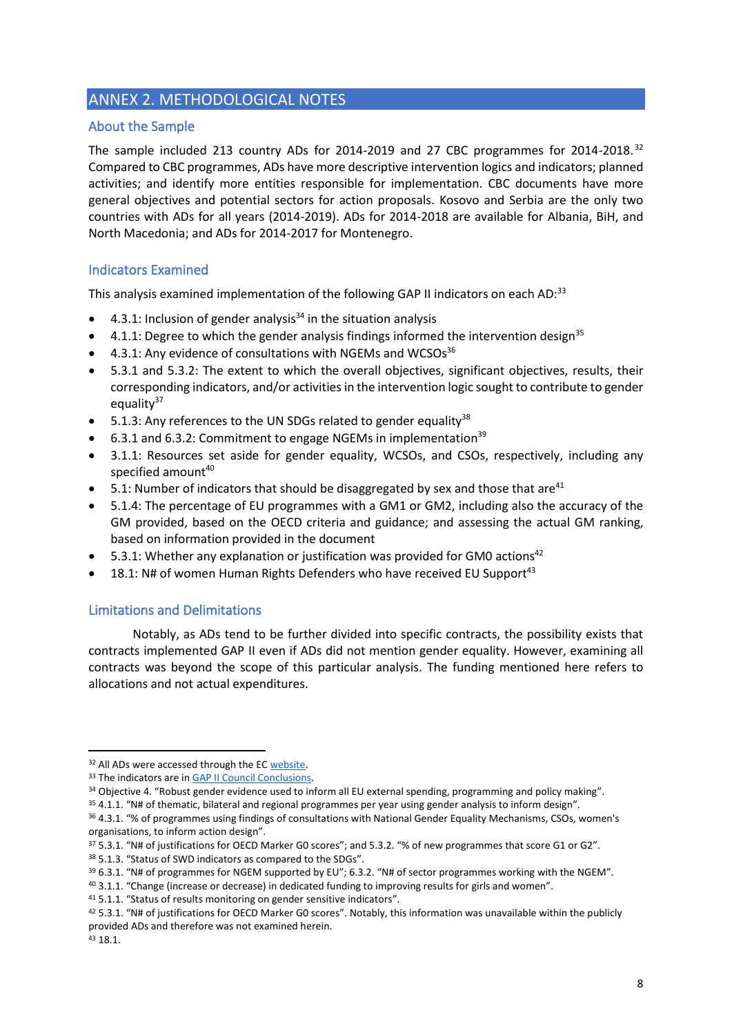## ANNEX 2. METHODOLOGICAL NOTES

### About the Sample

The sample included 213 country ADs for 2014-2019 and 27 CBC programmes for 2014-2018.[32] Compared to CBC programmes, ADs have more descriptive intervention logics and indicators; planned activities; and identify more entities responsible for implementation. CBC documents have more general objectives and potential sectors for action proposals. Kosovo and Serbia are the only two countries with ADs for all years (2014-2019). ADs for 2014-2018 are available for Albania, BiH, and North Macedonia; and ADs for 2014-2017 for Montenegro.

### Indicators Examined

This analysis examined implementation of the following GAP II indicators on each AD:[33]

- 4.3.1: Inclusion of gender analysis[34] in the situation analysis
- 4.1.1: Degree to which the gender analysis findings informed the intervention design[35]
- 4.3.1: Any evidence of consultations with NGEMs and WCSOs[36]
- 5.3.1 and 5.3.2: The extent to which the overall objectives, significant objectives, results, their corresponding indicators, and/or activities in the intervention logic sought to contribute to gender equality[37]
- 5.1.3: Any references to the UN SDGs related to gender equality[38]
- 6.3.1 and 6.3.2: Commitment to engage NGEMs in implementation[39]
- 3.1.1: Resources set aside for gender equality, WCSOs, and CSOs, respectively, including any specified amount[40]
- 5.1: Number of indicators that should be disaggregated by sex and those that are[41]
- 5.1.4: The percentage of EU programmes with a GM1 or GM2, including also the accuracy of the GM provided, based on the OECD criteria and guidance; and assessing the actual GM ranking, based on information provided in the document
- 5.3.1: Whether any explanation or justification was provided for GM0 actions[42]
- 18.1: N# of women Human Rights Defenders who have received EU Support[43]

### Limitations and Delimitations

Notably, as ADs tend to be further divided into specific contracts, the possibility exists that contracts implemented GAP II even if ADs did not mention gender equality. However, examining all contracts was beyond the scope of this particular analysis. The funding mentioned here refers to allocations and not actual expenditures.

---

[32] All ADs were accessed through the EC website.

[33] The indicators are in GAP II Council Conclusions.

[34] Objective 4. "Robust gender evidence used to inform all EU external spending, programming and policy making".

[35] 4.1.1. "N# of thematic, bilateral and regional programmes per year using gender analysis to inform design".

[36] 4.3.1. "% of programmes using findings of consultations with National Gender Equality Mechanisms, CSOs, women's organisations, to inform action design".

[37] 5.3.1. "N# of justifications for OECD Marker G0 scores"; and 5.3.2. "% of new programmes that score G1 or G2".

[38] 5.1.3. "Status of SWD indicators as compared to the SDGs".

[39] 6.3.1. "N# of programmes for NGEM supported by EU"; 6.3.2. "N# of sector programmes working with the NGEM".

[40] 3.1.1. "Change (increase or decrease) in dedicated funding to improving results for girls and women".

[41] 5.1.1. "Status of results monitoring on gender sensitive indicators".

[42] 5.3.1. "N# of justifications for OECD Marker G0 scores". Notably, this information was unavailable within the publicly provided ADs and therefore was not examined herein.

[43] 18.1.